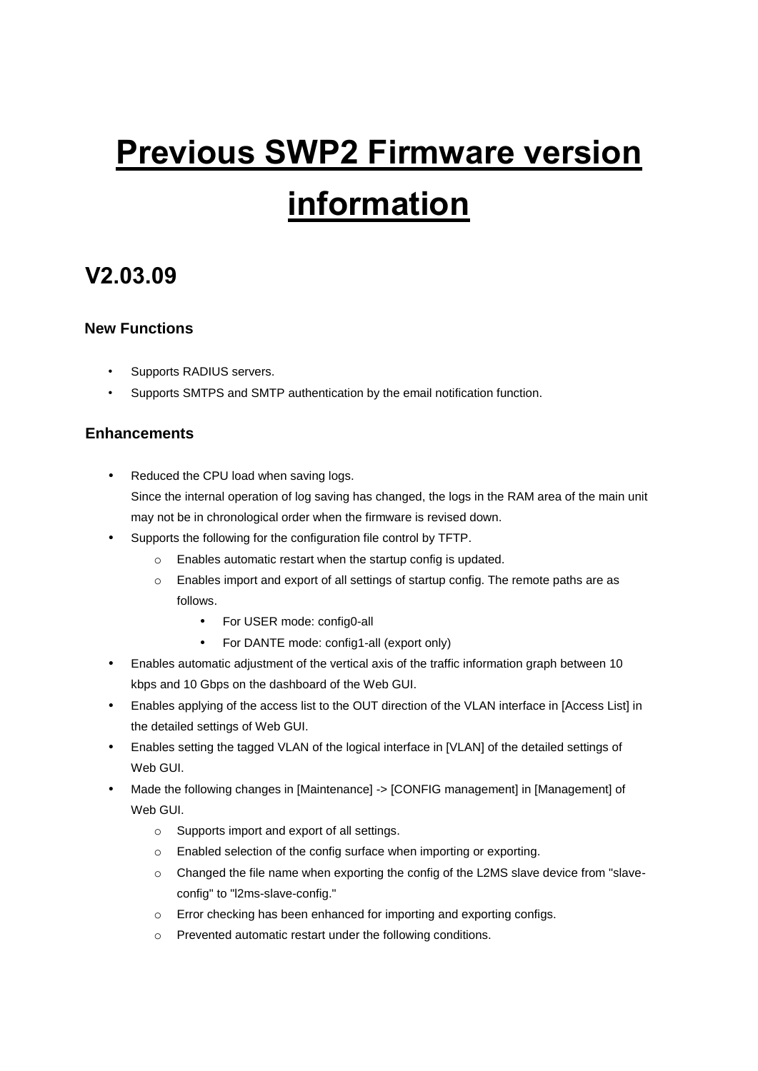# Previous SWP2 Firmware version information

## V2.03.09

### New Functions

- Supports RADIUS servers.
- Supports SMTPS and SMTP authentication by the email notification function.

### Enhancements

- Reduced the CPU load when saving logs.
  Since the internal operation of log saving has changed, the logs in the RAM area of the main unit may not be in chronological order when the firmware is revised down.
- Supports the following for the configuration file control by TFTP.
  - Enables automatic restart when the startup config is updated.
  - Enables import and export of all settings of startup config. The remote paths are as follows.
    - For USER mode: config0-all
    - For DANTE mode: config1-all (export only)
- Enables automatic adjustment of the vertical axis of the traffic information graph between 10 kbps and 10 Gbps on the dashboard of the Web GUI.
- Enables applying of the access list to the OUT direction of the VLAN interface in [Access List] in the detailed settings of Web GUI.
- Enables setting the tagged VLAN of the logical interface in [VLAN] of the detailed settings of Web GUI.
- Made the following changes in [Maintenance] -> [CONFIG management] in [Management] of Web GUI.
  - Supports import and export of all settings.
  - Enabled selection of the config surface when importing or exporting.
  - Changed the file name when exporting the config of the L2MS slave device from "slave-config" to "l2ms-slave-config."
  - Error checking has been enhanced for importing and exporting configs.
  - Prevented automatic restart under the following conditions.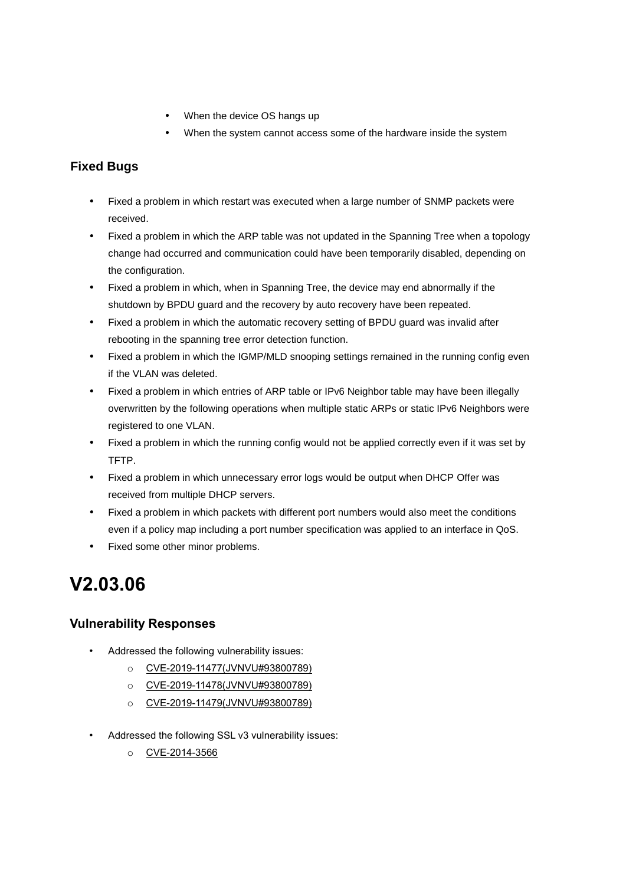- When the device OS hangs up
- When the system cannot access some of the hardware inside the system

### Fixed Bugs

- Fixed a problem in which restart was executed when a large number of SNMP packets were received.
- Fixed a problem in which the ARP table was not updated in the Spanning Tree when a topology change had occurred and communication could have been temporarily disabled, depending on the configuration.
- Fixed a problem in which, when in Spanning Tree, the device may end abnormally if the shutdown by BPDU guard and the recovery by auto recovery have been repeated.
- Fixed a problem in which the automatic recovery setting of BPDU guard was invalid after rebooting in the spanning tree error detection function.
- Fixed a problem in which the IGMP/MLD snooping settings remained in the running config even if the VLAN was deleted.
- Fixed a problem in which entries of ARP table or IPv6 Neighbor table may have been illegally overwritten by the following operations when multiple static ARPs or static IPv6 Neighbors were registered to one VLAN.
- Fixed a problem in which the running config would not be applied correctly even if it was set by TFTP.
- Fixed a problem in which unnecessary error logs would be output when DHCP Offer was received from multiple DHCP servers.
- Fixed a problem in which packets with different port numbers would also meet the conditions even if a policy map including a port number specification was applied to an interface in QoS.
- Fixed some other minor problems.

## V2.03.06

### Vulnerability Responses

- Addressed the following vulnerability issues:
  - CVE-2019-11477(JVNVU#93800789)
  - CVE-2019-11478(JVNVU#93800789)
  - CVE-2019-11479(JVNVU#93800789)

- Addressed the following SSL v3 vulnerability issues:
  - CVE-2014-3566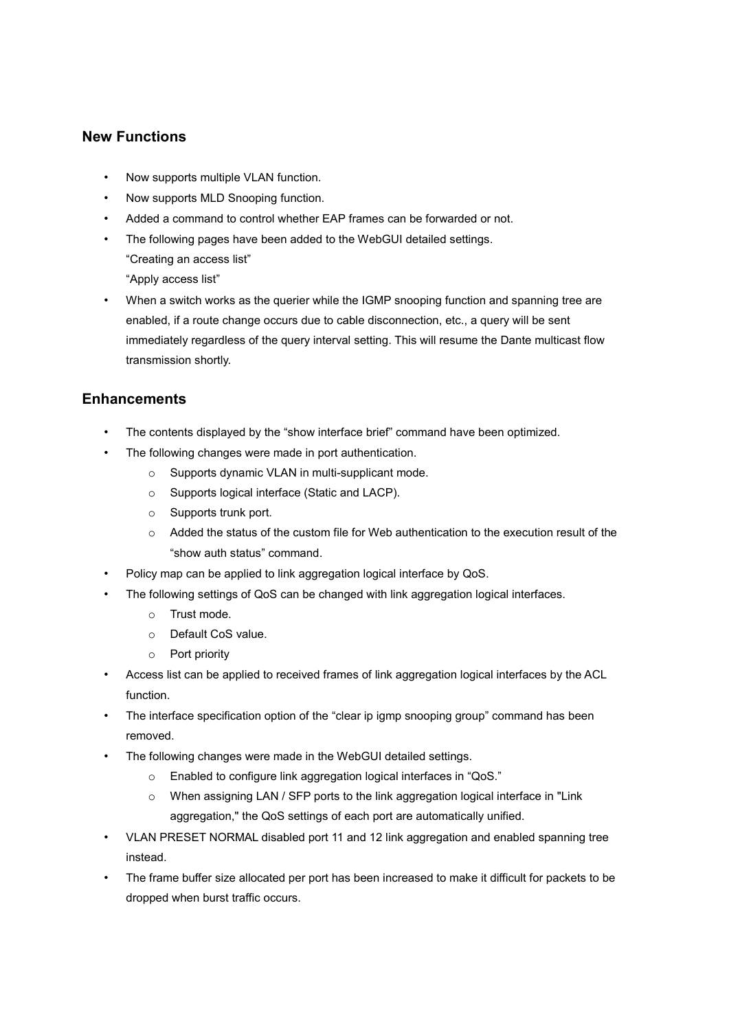## New Functions

- Now supports multiple VLAN function.
- Now supports MLD Snooping function.
- Added a command to control whether EAP frames can be forwarded or not.
- The following pages have been added to the WebGUI detailed settings.
  “Creating an access list”
  “Apply access list”
- When a switch works as the querier while the IGMP snooping function and spanning tree are enabled, if a route change occurs due to cable disconnection, etc., a query will be sent immediately regardless of the query interval setting. This will resume the Dante multicast flow transmission shortly.

## Enhancements

- The contents displayed by the “show interface brief” command have been optimized.
- The following changes were made in port authentication.
  - Supports dynamic VLAN in multi-supplicant mode.
  - Supports logical interface (Static and LACP).
  - Supports trunk port.
  - Added the status of the custom file for Web authentication to the execution result of the “show auth status” command.
- Policy map can be applied to link aggregation logical interface by QoS.
- The following settings of QoS can be changed with link aggregation logical interfaces.
  - Trust mode.
  - Default CoS value.
  - Port priority
- Access list can be applied to received frames of link aggregation logical interfaces by the ACL function.
- The interface specification option of the “clear ip igmp snooping group” command has been removed.
- The following changes were made in the WebGUI detailed settings.
  - Enabled to configure link aggregation logical interfaces in “QoS.”
  - When assigning LAN / SFP ports to the link aggregation logical interface in "Link aggregation," the QoS settings of each port are automatically unified.
- VLAN PRESET NORMAL disabled port 11 and 12 link aggregation and enabled spanning tree instead.
- The frame buffer size allocated per port has been increased to make it difficult for packets to be dropped when burst traffic occurs.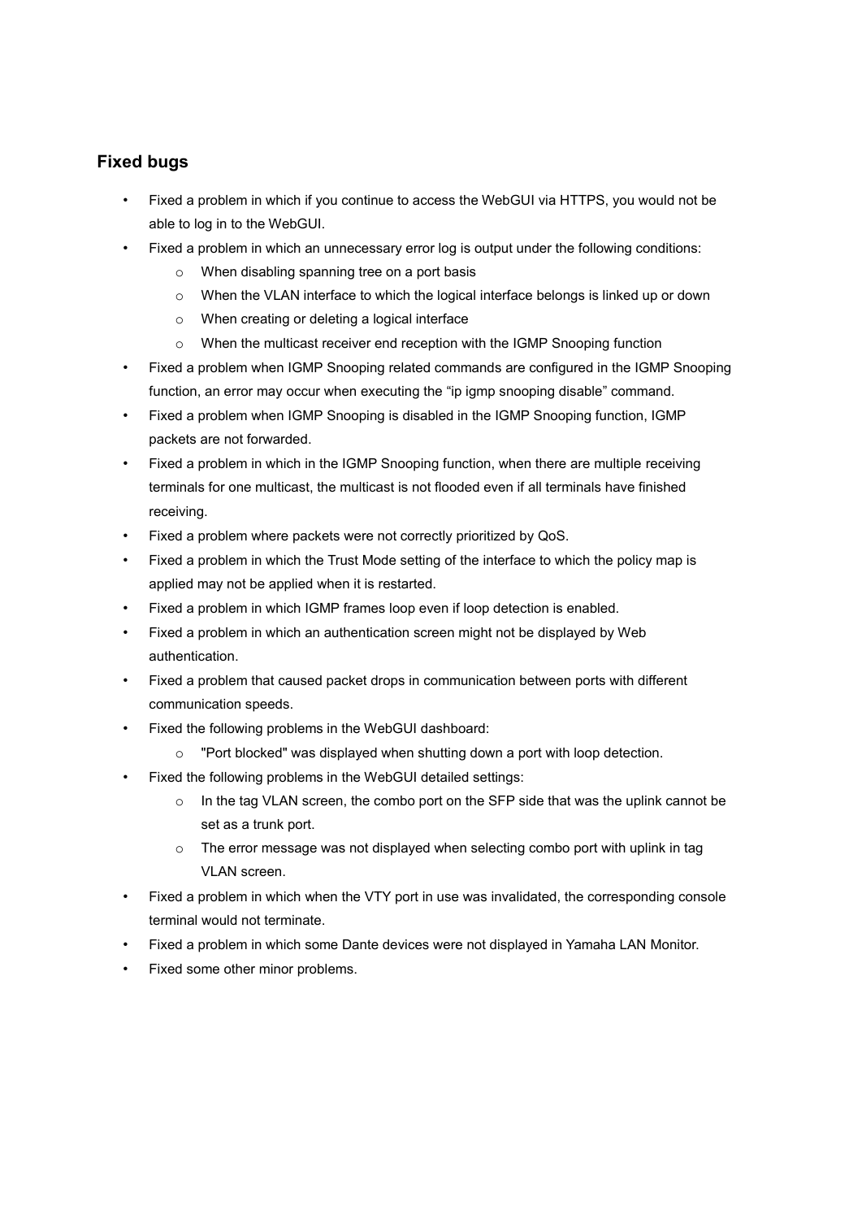### Fixed bugs

- Fixed a problem in which if you continue to access the WebGUI via HTTPS, you would not be able to log in to the WebGUI.
- Fixed a problem in which an unnecessary error log is output under the following conditions:
  - When disabling spanning tree on a port basis
  - When the VLAN interface to which the logical interface belongs is linked up or down
  - When creating or deleting a logical interface
  - When the multicast receiver end reception with the IGMP Snooping function
- Fixed a problem when IGMP Snooping related commands are configured in the IGMP Snooping function, an error may occur when executing the “ip igmp snooping disable” command.
- Fixed a problem when IGMP Snooping is disabled in the IGMP Snooping function, IGMP packets are not forwarded.
- Fixed a problem in which in the IGMP Snooping function, when there are multiple receiving terminals for one multicast, the multicast is not flooded even if all terminals have finished receiving.
- Fixed a problem where packets were not correctly prioritized by QoS.
- Fixed a problem in which the Trust Mode setting of the interface to which the policy map is applied may not be applied when it is restarted.
- Fixed a problem in which IGMP frames loop even if loop detection is enabled.
- Fixed a problem in which an authentication screen might not be displayed by Web authentication.
- Fixed a problem that caused packet drops in communication between ports with different communication speeds.
- Fixed the following problems in the WebGUI dashboard:
  - "Port blocked" was displayed when shutting down a port with loop detection.
- Fixed the following problems in the WebGUI detailed settings:
  - In the tag VLAN screen, the combo port on the SFP side that was the uplink cannot be set as a trunk port.
  - The error message was not displayed when selecting combo port with uplink in tag VLAN screen.
- Fixed a problem in which when the VTY port in use was invalidated, the corresponding console terminal would not terminate.
- Fixed a problem in which some Dante devices were not displayed in Yamaha LAN Monitor.
- Fixed some other minor problems.